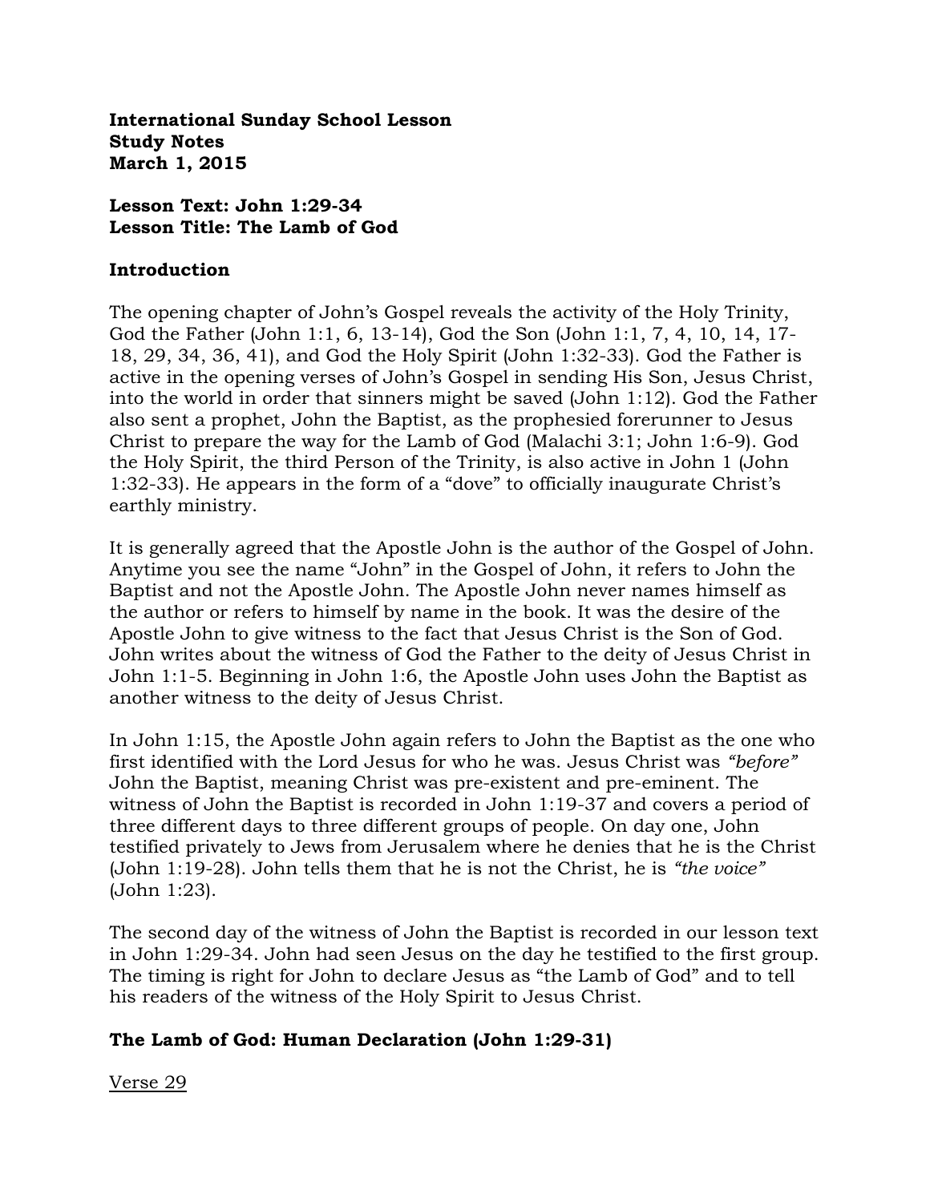**International Sunday School Lesson**
**Study Notes**
**March 1, 2015**

**Lesson Text: John 1:29-34**
**Lesson Title: The Lamb of God**

## Introduction

The opening chapter of John's Gospel reveals the activity of the Holy Trinity, God the Father (John 1:1, 6, 13-14), God the Son (John 1:1, 7, 4, 10, 14, 17-18, 29, 34, 36, 41), and God the Holy Spirit (John 1:32-33). God the Father is active in the opening verses of John's Gospel in sending His Son, Jesus Christ, into the world in order that sinners might be saved (John 1:12). God the Father also sent a prophet, John the Baptist, as the prophesied forerunner to Jesus Christ to prepare the way for the Lamb of God (Malachi 3:1; John 1:6-9). God the Holy Spirit, the third Person of the Trinity, is also active in John 1 (John 1:32-33). He appears in the form of a "dove" to officially inaugurate Christ's earthly ministry.

It is generally agreed that the Apostle John is the author of the Gospel of John. Anytime you see the name "John" in the Gospel of John, it refers to John the Baptist and not the Apostle John. The Apostle John never names himself as the author or refers to himself by name in the book. It was the desire of the Apostle John to give witness to the fact that Jesus Christ is the Son of God. John writes about the witness of God the Father to the deity of Jesus Christ in John 1:1-5. Beginning in John 1:6, the Apostle John uses John the Baptist as another witness to the deity of Jesus Christ.

In John 1:15, the Apostle John again refers to John the Baptist as the one who first identified with the Lord Jesus for who he was. Jesus Christ was *"before"* John the Baptist, meaning Christ was pre-existent and pre-eminent. The witness of John the Baptist is recorded in John 1:19-37 and covers a period of three different days to three different groups of people. On day one, John testified privately to Jews from Jerusalem where he denies that he is the Christ (John 1:19-28). John tells them that he is not the Christ, he is *"the voice"* (John 1:23).

The second day of the witness of John the Baptist is recorded in our lesson text in John 1:29-34. John had seen Jesus on the day he testified to the first group. The timing is right for John to declare Jesus as "the Lamb of God" and to tell his readers of the witness of the Holy Spirit to Jesus Christ.

## The Lamb of God: Human Declaration (John 1:29-31)

<u>Verse 29</u>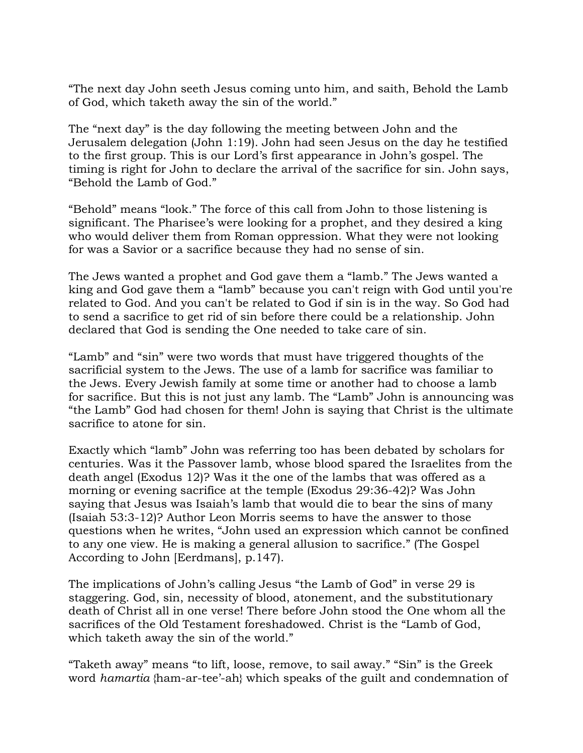"The next day John seeth Jesus coming unto him, and saith, Behold the Lamb of God, which taketh away the sin of the world."

The "next day" is the day following the meeting between John and the Jerusalem delegation (John 1:19). John had seen Jesus on the day he testified to the first group. This is our Lord's first appearance in John's gospel. The timing is right for John to declare the arrival of the sacrifice for sin. John says, "Behold the Lamb of God."

"Behold" means "look." The force of this call from John to those listening is significant. The Pharisee's were looking for a prophet, and they desired a king who would deliver them from Roman oppression. What they were not looking for was a Savior or a sacrifice because they had no sense of sin.

The Jews wanted a prophet and God gave them a "lamb." The Jews wanted a king and God gave them a "lamb" because you can't reign with God until you're related to God. And you can't be related to God if sin is in the way. So God had to send a sacrifice to get rid of sin before there could be a relationship. John declared that God is sending the One needed to take care of sin.

"Lamb" and "sin" were two words that must have triggered thoughts of the sacrificial system to the Jews. The use of a lamb for sacrifice was familiar to the Jews. Every Jewish family at some time or another had to choose a lamb for sacrifice. But this is not just any lamb. The "Lamb" John is announcing was "the Lamb" God had chosen for them! John is saying that Christ is the ultimate sacrifice to atone for sin.

Exactly which "lamb" John was referring too has been debated by scholars for centuries. Was it the Passover lamb, whose blood spared the Israelites from the death angel (Exodus 12)? Was it the one of the lambs that was offered as a morning or evening sacrifice at the temple (Exodus 29:36-42)? Was John saying that Jesus was Isaiah's lamb that would die to bear the sins of many (Isaiah 53:3-12)? Author Leon Morris seems to have the answer to those questions when he writes, "John used an expression which cannot be confined to any one view. He is making a general allusion to sacrifice." (The Gospel According to John [Eerdmans], p.147).

The implications of John's calling Jesus "the Lamb of God" in verse 29 is staggering. God, sin, necessity of blood, atonement, and the substitutionary death of Christ all in one verse! There before John stood the One whom all the sacrifices of the Old Testament foreshadowed. Christ is the "Lamb of God, which taketh away the sin of the world."

"Taketh away" means "to lift, loose, remove, to sail away." "Sin" is the Greek word *hamartia* {ham-ar-tee'-ah} which speaks of the guilt and condemnation of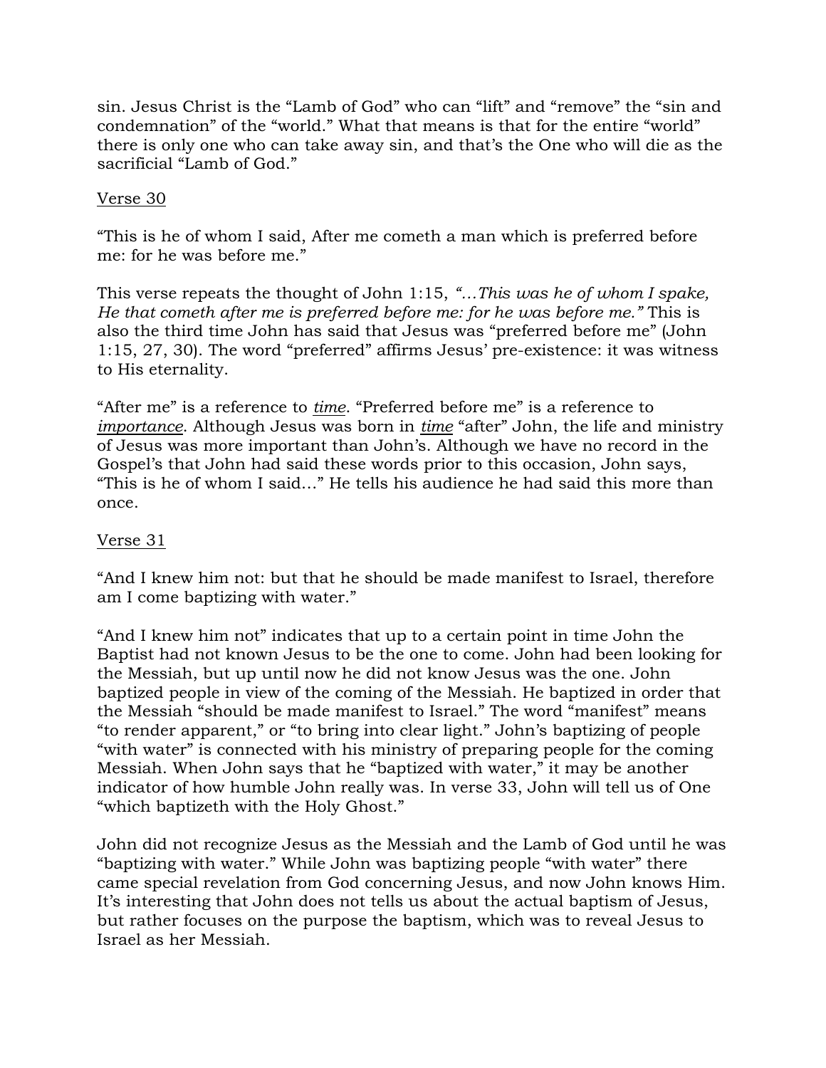sin. Jesus Christ is the "Lamb of God" who can "lift" and "remove" the "sin and condemnation" of the "world." What that means is that for the entire "world" there is only one who can take away sin, and that's the One who will die as the sacrificial "Lamb of God."

<u>Verse 30</u>

"This is he of whom I said, After me cometh a man which is preferred before me: for he was before me."

This verse repeats the thought of John 1:15, *"…This was he of whom I spake, He that cometh after me is preferred before me: for he was before me."* This is also the third time John has said that Jesus was "preferred before me" (John 1:15, 27, 30). The word "preferred" affirms Jesus' pre-existence: it was witness to His eternality.

"After me" is a reference to ***time***. "Preferred before me" is a reference to ***importance***. Although Jesus was born in ***time*** "after" John, the life and ministry of Jesus was more important than John's. Although we have no record in the Gospel's that John had said these words prior to this occasion, John says, "This is he of whom I said…" He tells his audience he had said this more than once.

<u>Verse 31</u>

"And I knew him not: but that he should be made manifest to Israel, therefore am I come baptizing with water."

"And I knew him not" indicates that up to a certain point in time John the Baptist had not known Jesus to be the one to come. John had been looking for the Messiah, but up until now he did not know Jesus was the one. John baptized people in view of the coming of the Messiah. He baptized in order that the Messiah "should be made manifest to Israel." The word "manifest" means "to render apparent," or "to bring into clear light." John's baptizing of people "with water" is connected with his ministry of preparing people for the coming Messiah. When John says that he "baptized with water," it may be another indicator of how humble John really was. In verse 33, John will tell us of One "which baptizeth with the Holy Ghost."

John did not recognize Jesus as the Messiah and the Lamb of God until he was "baptizing with water." While John was baptizing people "with water" there came special revelation from God concerning Jesus, and now John knows Him. It's interesting that John does not tells us about the actual baptism of Jesus, but rather focuses on the purpose the baptism, which was to reveal Jesus to Israel as her Messiah.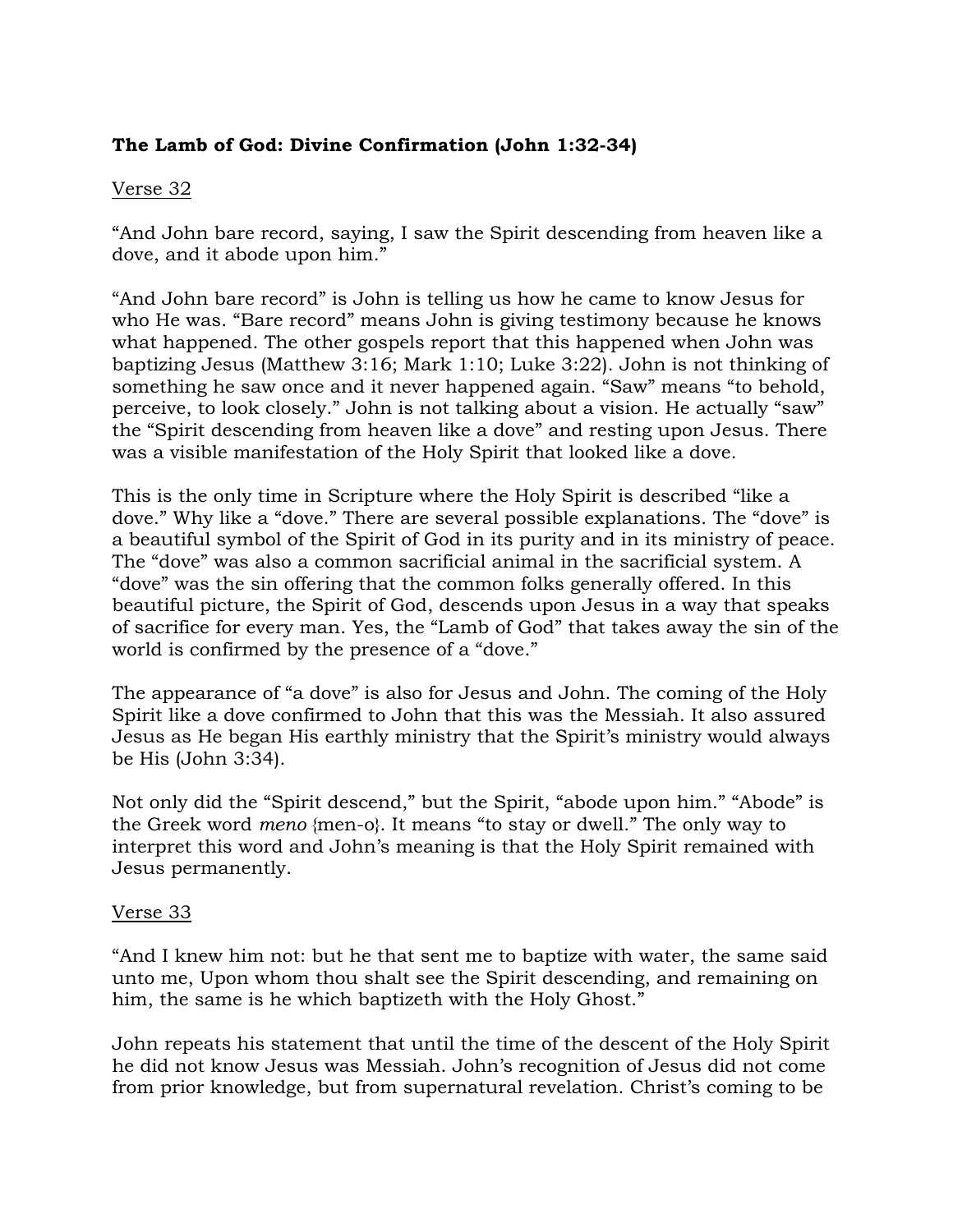**The Lamb of God: Divine Confirmation (John 1:32-34)**

<u>Verse 32</u>

"And John bare record, saying, I saw the Spirit descending from heaven like a dove, and it abode upon him."

"And John bare record" is John is telling us how he came to know Jesus for who He was. "Bare record" means John is giving testimony because he knows what happened. The other gospels report that this happened when John was baptizing Jesus (Matthew 3:16; Mark 1:10; Luke 3:22). John is not thinking of something he saw once and it never happened again. "Saw" means "to behold, perceive, to look closely." John is not talking about a vision. He actually "saw" the "Spirit descending from heaven like a dove" and resting upon Jesus. There was a visible manifestation of the Holy Spirit that looked like a dove.

This is the only time in Scripture where the Holy Spirit is described "like a dove." Why like a "dove." There are several possible explanations. The "dove" is a beautiful symbol of the Spirit of God in its purity and in its ministry of peace. The "dove" was also a common sacrificial animal in the sacrificial system. A "dove" was the sin offering that the common folks generally offered. In this beautiful picture, the Spirit of God, descends upon Jesus in a way that speaks of sacrifice for every man. Yes, the "Lamb of God" that takes away the sin of the world is confirmed by the presence of a "dove."

The appearance of "a dove" is also for Jesus and John. The coming of the Holy Spirit like a dove confirmed to John that this was the Messiah. It also assured Jesus as He began His earthly ministry that the Spirit's ministry would always be His (John 3:34).

Not only did the "Spirit descend," but the Spirit, "abode upon him." "Abode" is the Greek word *meno* {men-o}. It means "to stay or dwell." The only way to interpret this word and John's meaning is that the Holy Spirit remained with Jesus permanently.

<u>Verse 33</u>

"And I knew him not: but he that sent me to baptize with water, the same said unto me, Upon whom thou shalt see the Spirit descending, and remaining on him, the same is he which baptizeth with the Holy Ghost."

John repeats his statement that until the time of the descent of the Holy Spirit he did not know Jesus was Messiah. John's recognition of Jesus did not come from prior knowledge, but from supernatural revelation. Christ's coming to be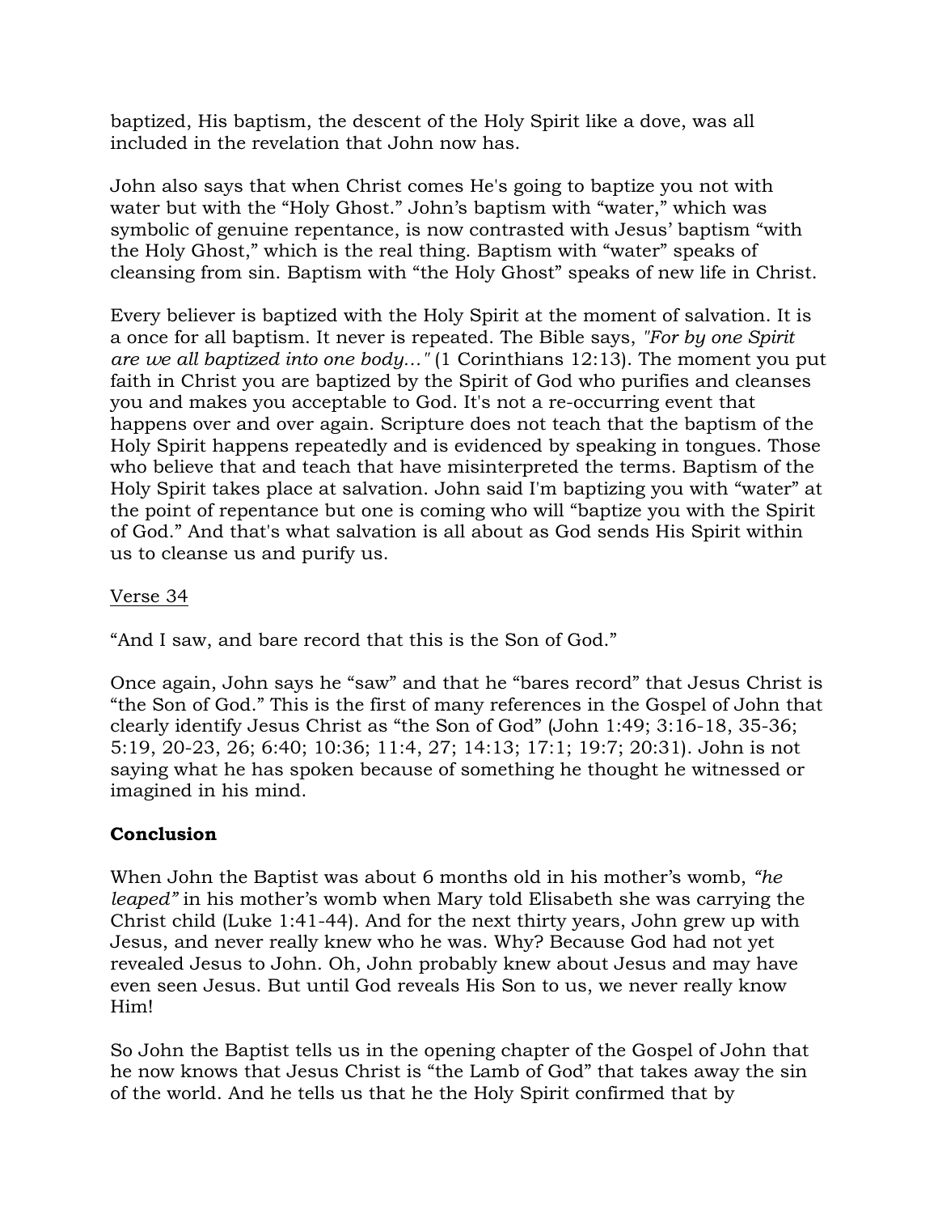baptized, His baptism, the descent of the Holy Spirit like a dove, was all included in the revelation that John now has.

John also says that when Christ comes He's going to baptize you not with water but with the "Holy Ghost." John's baptism with "water," which was symbolic of genuine repentance, is now contrasted with Jesus' baptism "with the Holy Ghost," which is the real thing. Baptism with "water" speaks of cleansing from sin. Baptism with "the Holy Ghost" speaks of new life in Christ.

Every believer is baptized with the Holy Spirit at the moment of salvation. It is a once for all baptism. It never is repeated. The Bible says, *"For by one Spirit are we all baptized into one body…"* (1 Corinthians 12:13). The moment you put faith in Christ you are baptized by the Spirit of God who purifies and cleanses you and makes you acceptable to God. It's not a re-occurring event that happens over and over again. Scripture does not teach that the baptism of the Holy Spirit happens repeatedly and is evidenced by speaking in tongues. Those who believe that and teach that have misinterpreted the terms. Baptism of the Holy Spirit takes place at salvation. John said I'm baptizing you with "water" at the point of repentance but one is coming who will "baptize you with the Spirit of God." And that's what salvation is all about as God sends His Spirit within us to cleanse us and purify us.

<u>Verse 34</u>

"And I saw, and bare record that this is the Son of God."

Once again, John says he "saw" and that he "bares record" that Jesus Christ is "the Son of God." This is the first of many references in the Gospel of John that clearly identify Jesus Christ as "the Son of God" (John 1:49; 3:16-18, 35-36; 5:19, 20-23, 26; 6:40; 10:36; 11:4, 27; 14:13; 17:1; 19:7; 20:31). John is not saying what he has spoken because of something he thought he witnessed or imagined in his mind.

**Conclusion**

When John the Baptist was about 6 months old in his mother's womb, *"he leaped"* in his mother's womb when Mary told Elisabeth she was carrying the Christ child (Luke 1:41-44). And for the next thirty years, John grew up with Jesus, and never really knew who he was. Why? Because God had not yet revealed Jesus to John. Oh, John probably knew about Jesus and may have even seen Jesus. But until God reveals His Son to us, we never really know Him!

So John the Baptist tells us in the opening chapter of the Gospel of John that he now knows that Jesus Christ is "the Lamb of God" that takes away the sin of the world. And he tells us that he the Holy Spirit confirmed that by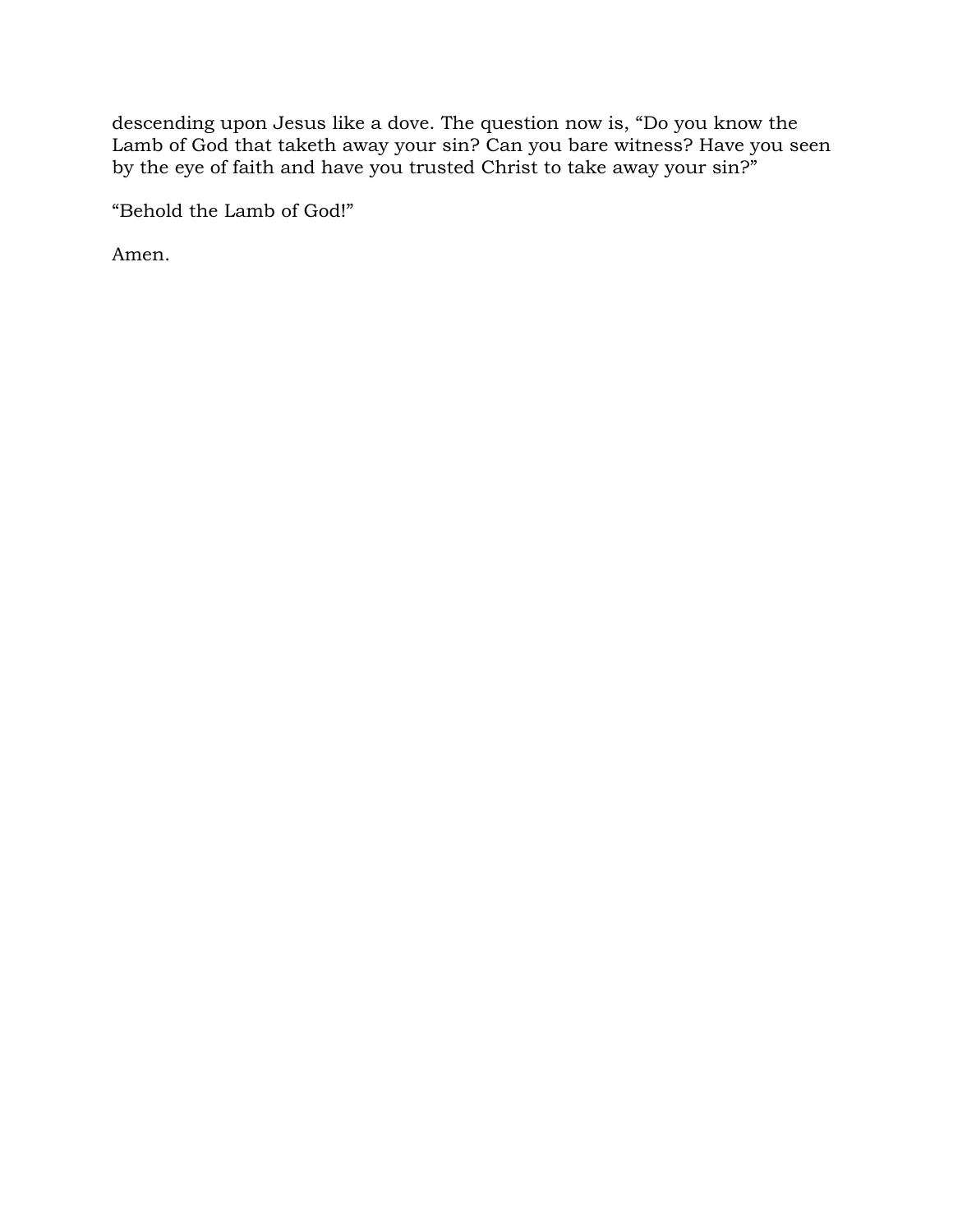descending upon Jesus like a dove. The question now is, “Do you know the Lamb of God that taketh away your sin? Can you bare witness? Have you seen by the eye of faith and have you trusted Christ to take away your sin?”

“Behold the Lamb of God!”

Amen.